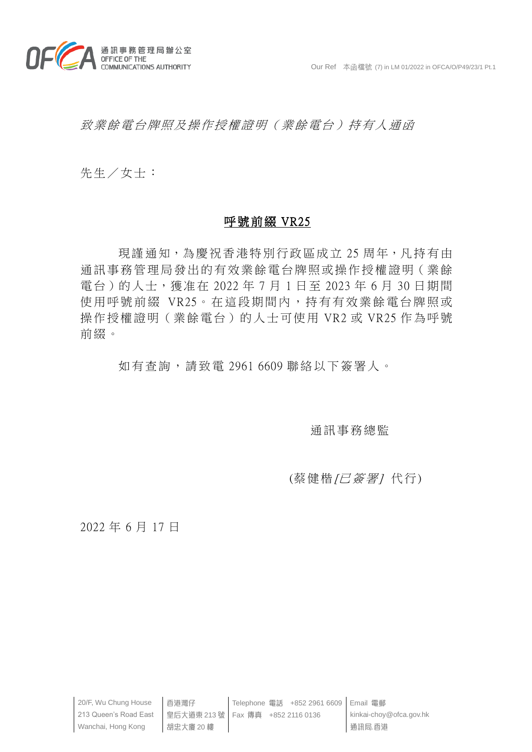通訊事務管理局辦公室
OFFICE OF THE COMMUNICATIONS AUTHORITY

Our Ref 本函檔號 (7) in LM 01/2022 in OFCA/O/P49/23/1 Pt.1

*致業餘電台牌照及操作授權證明（業餘電台）持有人通函*

先生／女士：

## 呼號前綴 VR25

現謹通知，為慶祝香港特別行政區成立 25 周年，凡持有由通訊事務管理局發出的有效業餘電台牌照或操作授權證明（業餘電台）的人士，獲准在 2022 年 7 月 1 日至 2023 年 6 月 30 日期間使用呼號前綴 VR25。在這段期間內，持有有效業餘電台牌照或操作授權證明（業餘電台）的人士可使用 VR2 或 VR25 作為呼號前綴。

如有查詢，請致電 2961 6609 聯絡以下簽署人。

通訊事務總監

(蔡健楷*[已簽署]* 代行)

2022 年 6 月 17 日

20/F, Wu Chung House, 213 Queen's Road East, Wanchai, Hong Kong
香港灣仔皇后大道東 213 號胡忠大廈 20 樓
Telephone 電話 +852 2961 6609
Fax 傳真 +852 2116 0136
Email 電郵 kinkai-choy@ofca.gov.hk
通訊局.香港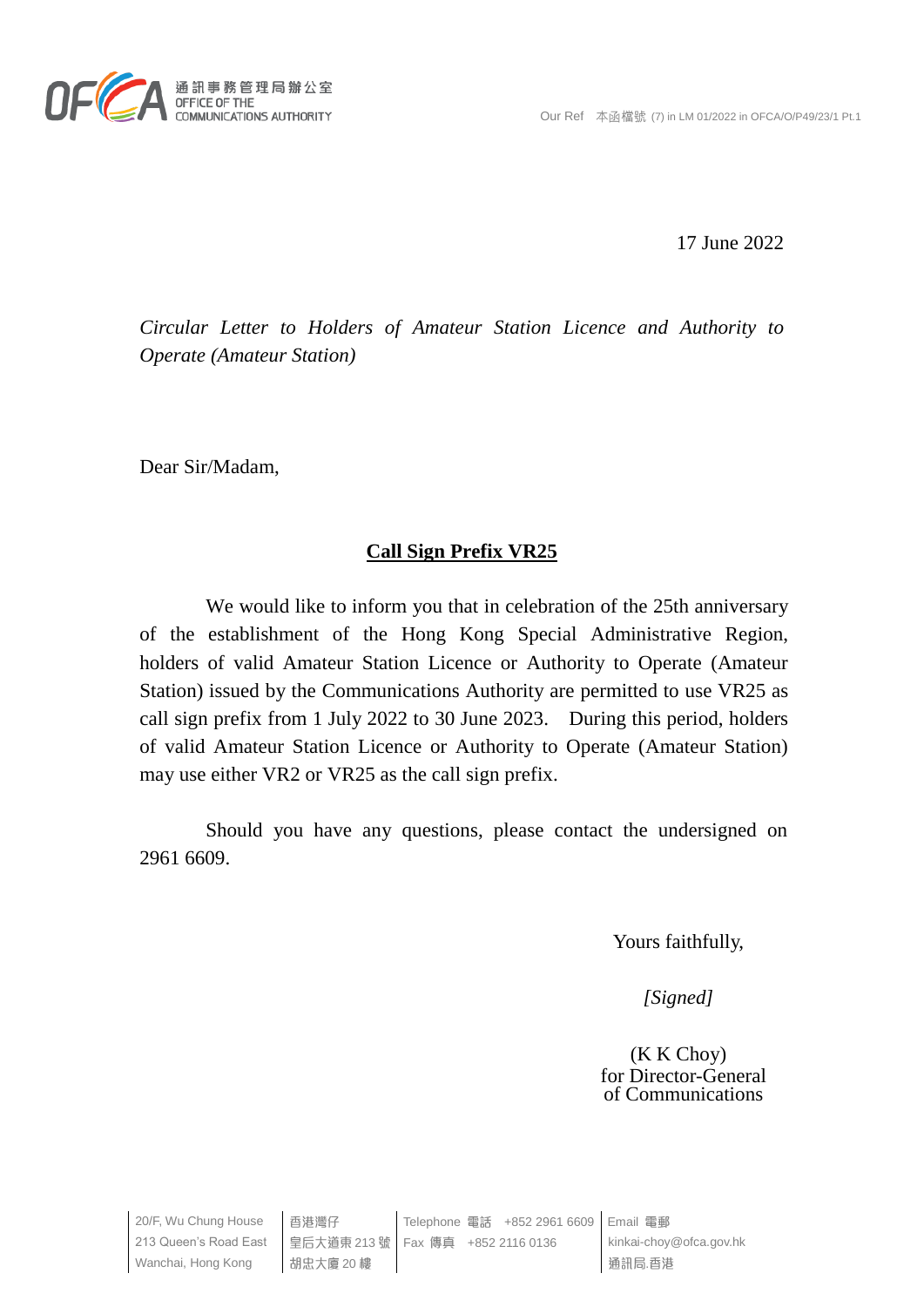通訊事務管理局辦公室
OFFICE OF THE COMMUNICATIONS AUTHORITY

Our Ref 本函檔號 (7) in LM 01/2022 in OFCA/O/P49/23/1 Pt.1

17 June 2022

*Circular Letter to Holders of Amateur Station Licence and Authority to Operate (Amateur Station)*

Dear Sir/Madam,

**Call Sign Prefix VR25**

We would like to inform you that in celebration of the 25th anniversary of the establishment of the Hong Kong Special Administrative Region, holders of valid Amateur Station Licence or Authority to Operate (Amateur Station) issued by the Communications Authority are permitted to use VR25 as call sign prefix from 1 July 2022 to 30 June 2023. During this period, holders of valid Amateur Station Licence or Authority to Operate (Amateur Station) may use either VR2 or VR25 as the call sign prefix.

Should you have any questions, please contact the undersigned on 2961 6609.

Yours faithfully,

*[Signed]*

(K K Choy)
for Director-General
of Communications

20/F, Wu Chung House
213 Queen's Road East
Wanchai, Hong Kong

香港灣仔
皇后大道東 213 號
胡忠大廈 20 樓

Telephone 電話 +852 2961 6609
Fax 傳真 +852 2116 0136

Email 電郵
kinkai-choy@ofca.gov.hk
通訊局.香港